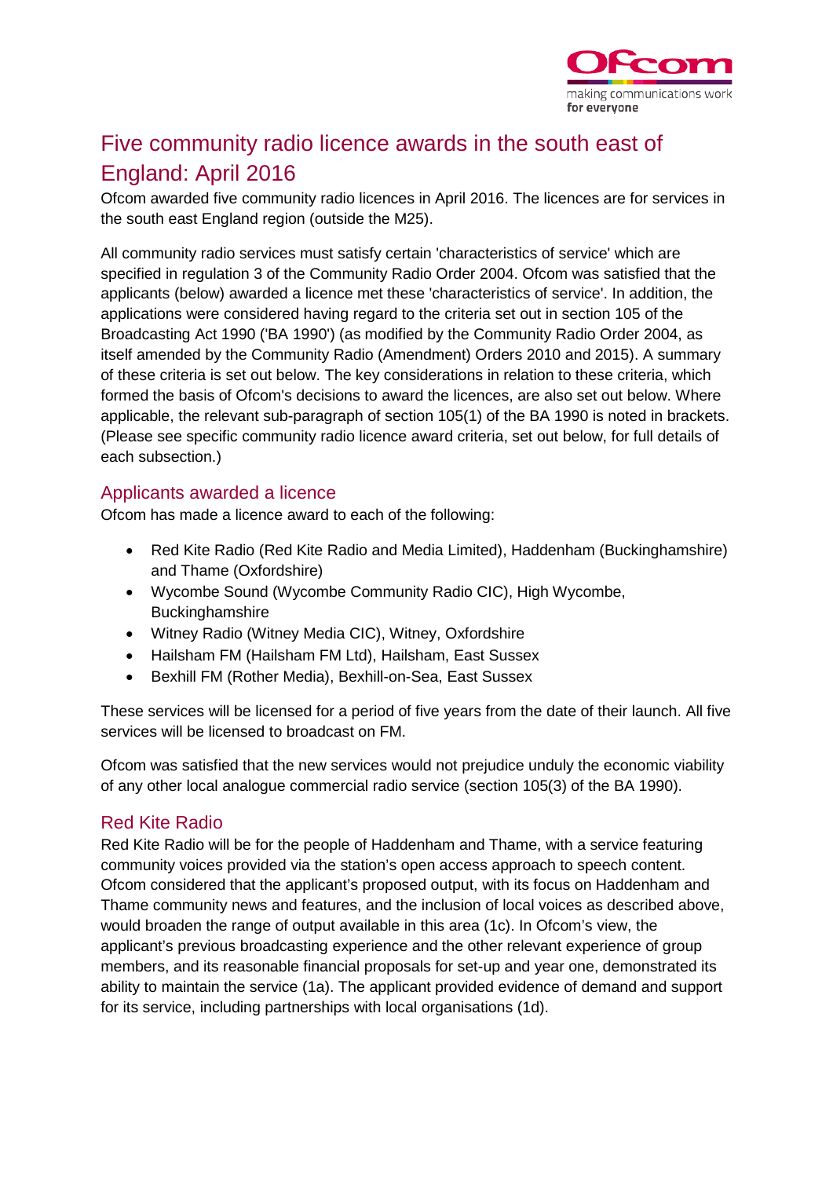# Five community radio licence awards in the south east of England: April 2016

Ofcom awarded five community radio licences in April 2016. The licences are for services in the south east England region (outside the M25).

All community radio services must satisfy certain 'characteristics of service' which are specified in regulation 3 of the Community Radio Order 2004. Ofcom was satisfied that the applicants (below) awarded a licence met these 'characteristics of service'. In addition, the applications were considered having regard to the criteria set out in section 105 of the Broadcasting Act 1990 ('BA 1990') (as modified by the Community Radio Order 2004, as itself amended by the Community Radio (Amendment) Orders 2010 and 2015). A summary of these criteria is set out below. The key considerations in relation to these criteria, which formed the basis of Ofcom's decisions to award the licences, are also set out below. Where applicable, the relevant sub-paragraph of section 105(1) of the BA 1990 is noted in brackets. (Please see specific community radio licence award criteria, set out below, for full details of each subsection.)

## Applicants awarded a licence

Ofcom has made a licence award to each of the following:

- Red Kite Radio (Red Kite Radio and Media Limited), Haddenham (Buckinghamshire) and Thame (Oxfordshire)
- Wycombe Sound (Wycombe Community Radio CIC), High Wycombe, Buckinghamshire
- Witney Radio (Witney Media CIC), Witney, Oxfordshire
- Hailsham FM (Hailsham FM Ltd), Hailsham, East Sussex
- Bexhill FM (Rother Media), Bexhill-on-Sea, East Sussex

These services will be licensed for a period of five years from the date of their launch. All five services will be licensed to broadcast on FM.

Ofcom was satisfied that the new services would not prejudice unduly the economic viability of any other local analogue commercial radio service (section 105(3) of the BA 1990).

## Red Kite Radio

Red Kite Radio will be for the people of Haddenham and Thame, with a service featuring community voices provided via the station's open access approach to speech content. Ofcom considered that the applicant's proposed output, with its focus on Haddenham and Thame community news and features, and the inclusion of local voices as described above, would broaden the range of output available in this area (1c). In Ofcom's view, the applicant's previous broadcasting experience and the other relevant experience of group members, and its reasonable financial proposals for set-up and year one, demonstrated its ability to maintain the service (1a). The applicant provided evidence of demand and support for its service, including partnerships with local organisations (1d).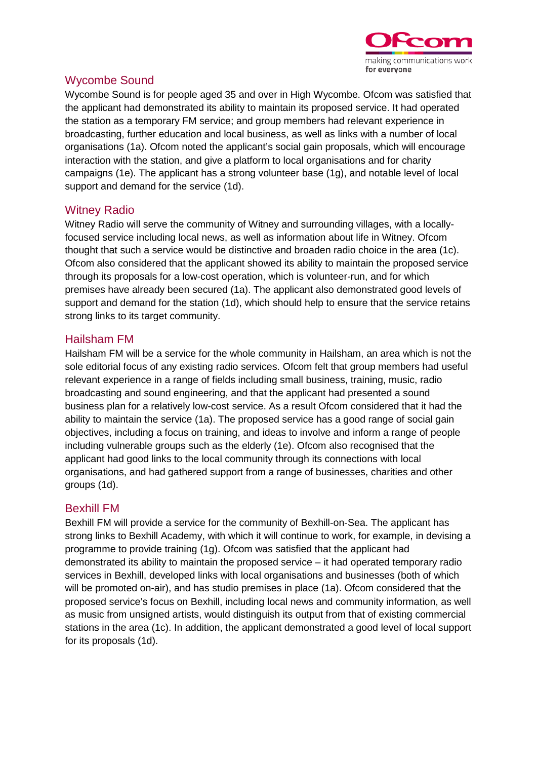## Wycombe Sound

Wycombe Sound is for people aged 35 and over in High Wycombe. Ofcom was satisfied that the applicant had demonstrated its ability to maintain its proposed service. It had operated the station as a temporary FM service; and group members had relevant experience in broadcasting, further education and local business, as well as links with a number of local organisations (1a). Ofcom noted the applicant's social gain proposals, which will encourage interaction with the station, and give a platform to local organisations and for charity campaigns (1e). The applicant has a strong volunteer base (1g), and notable level of local support and demand for the service (1d).

## Witney Radio

Witney Radio will serve the community of Witney and surrounding villages, with a locally-focused service including local news, as well as information about life in Witney. Ofcom thought that such a service would be distinctive and broaden radio choice in the area (1c). Ofcom also considered that the applicant showed its ability to maintain the proposed service through its proposals for a low-cost operation, which is volunteer-run, and for which premises have already been secured (1a). The applicant also demonstrated good levels of support and demand for the station (1d), which should help to ensure that the service retains strong links to its target community.

## Hailsham FM

Hailsham FM will be a service for the whole community in Hailsham, an area which is not the sole editorial focus of any existing radio services. Ofcom felt that group members had useful relevant experience in a range of fields including small business, training, music, radio broadcasting and sound engineering, and that the applicant had presented a sound business plan for a relatively low-cost service. As a result Ofcom considered that it had the ability to maintain the service (1a). The proposed service has a good range of social gain objectives, including a focus on training, and ideas to involve and inform a range of people including vulnerable groups such as the elderly (1e). Ofcom also recognised that the applicant had good links to the local community through its connections with local organisations, and had gathered support from a range of businesses, charities and other groups (1d).

## Bexhill FM

Bexhill FM will provide a service for the community of Bexhill-on-Sea. The applicant has strong links to Bexhill Academy, with which it will continue to work, for example, in devising a programme to provide training (1g). Ofcom was satisfied that the applicant had demonstrated its ability to maintain the proposed service – it had operated temporary radio services in Bexhill, developed links with local organisations and businesses (both of which will be promoted on-air), and has studio premises in place (1a). Ofcom considered that the proposed service's focus on Bexhill, including local news and community information, as well as music from unsigned artists, would distinguish its output from that of existing commercial stations in the area (1c). In addition, the applicant demonstrated a good level of local support for its proposals (1d).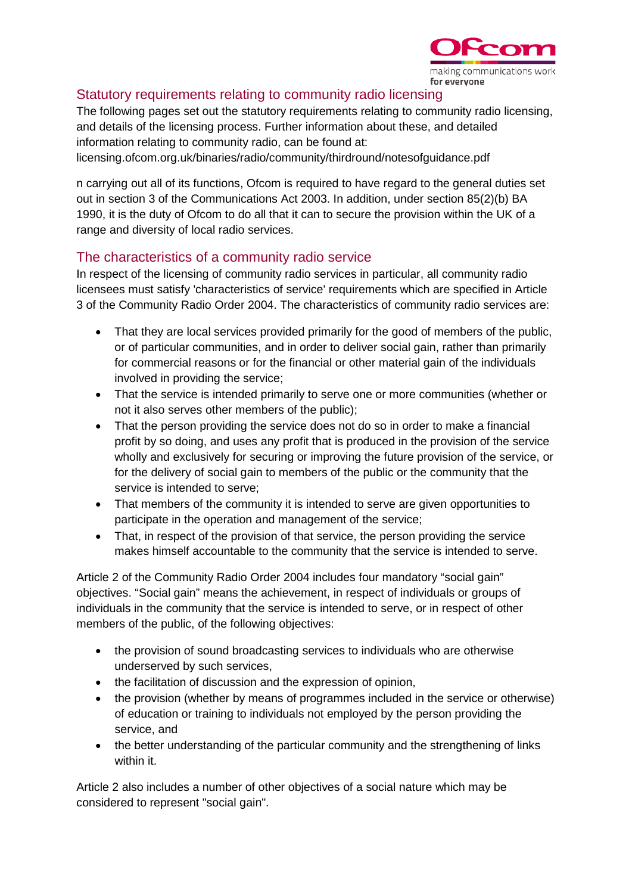## Statutory requirements relating to community radio licensing

The following pages set out the statutory requirements relating to community radio licensing, and details of the licensing process. Further information about these, and detailed information relating to community radio, can be found at: licensing.ofcom.org.uk/binaries/radio/community/thirdround/notesofguidance.pdf

n carrying out all of its functions, Ofcom is required to have regard to the general duties set out in section 3 of the Communications Act 2003. In addition, under section 85(2)(b) BA 1990, it is the duty of Ofcom to do all that it can to secure the provision within the UK of a range and diversity of local radio services.

## The characteristics of a community radio service

In respect of the licensing of community radio services in particular, all community radio licensees must satisfy 'characteristics of service' requirements which are specified in Article 3 of the Community Radio Order 2004. The characteristics of community radio services are:

- That they are local services provided primarily for the good of members of the public, or of particular communities, and in order to deliver social gain, rather than primarily for commercial reasons or for the financial or other material gain of the individuals involved in providing the service;
- That the service is intended primarily to serve one or more communities (whether or not it also serves other members of the public);
- That the person providing the service does not do so in order to make a financial profit by so doing, and uses any profit that is produced in the provision of the service wholly and exclusively for securing or improving the future provision of the service, or for the delivery of social gain to members of the public or the community that the service is intended to serve;
- That members of the community it is intended to serve are given opportunities to participate in the operation and management of the service;
- That, in respect of the provision of that service, the person providing the service makes himself accountable to the community that the service is intended to serve.

Article 2 of the Community Radio Order 2004 includes four mandatory "social gain" objectives. "Social gain" means the achievement, in respect of individuals or groups of individuals in the community that the service is intended to serve, or in respect of other members of the public, of the following objectives:

- the provision of sound broadcasting services to individuals who are otherwise underserved by such services,
- the facilitation of discussion and the expression of opinion,
- the provision (whether by means of programmes included in the service or otherwise) of education or training to individuals not employed by the person providing the service, and
- the better understanding of the particular community and the strengthening of links within it.

Article 2 also includes a number of other objectives of a social nature which may be considered to represent "social gain".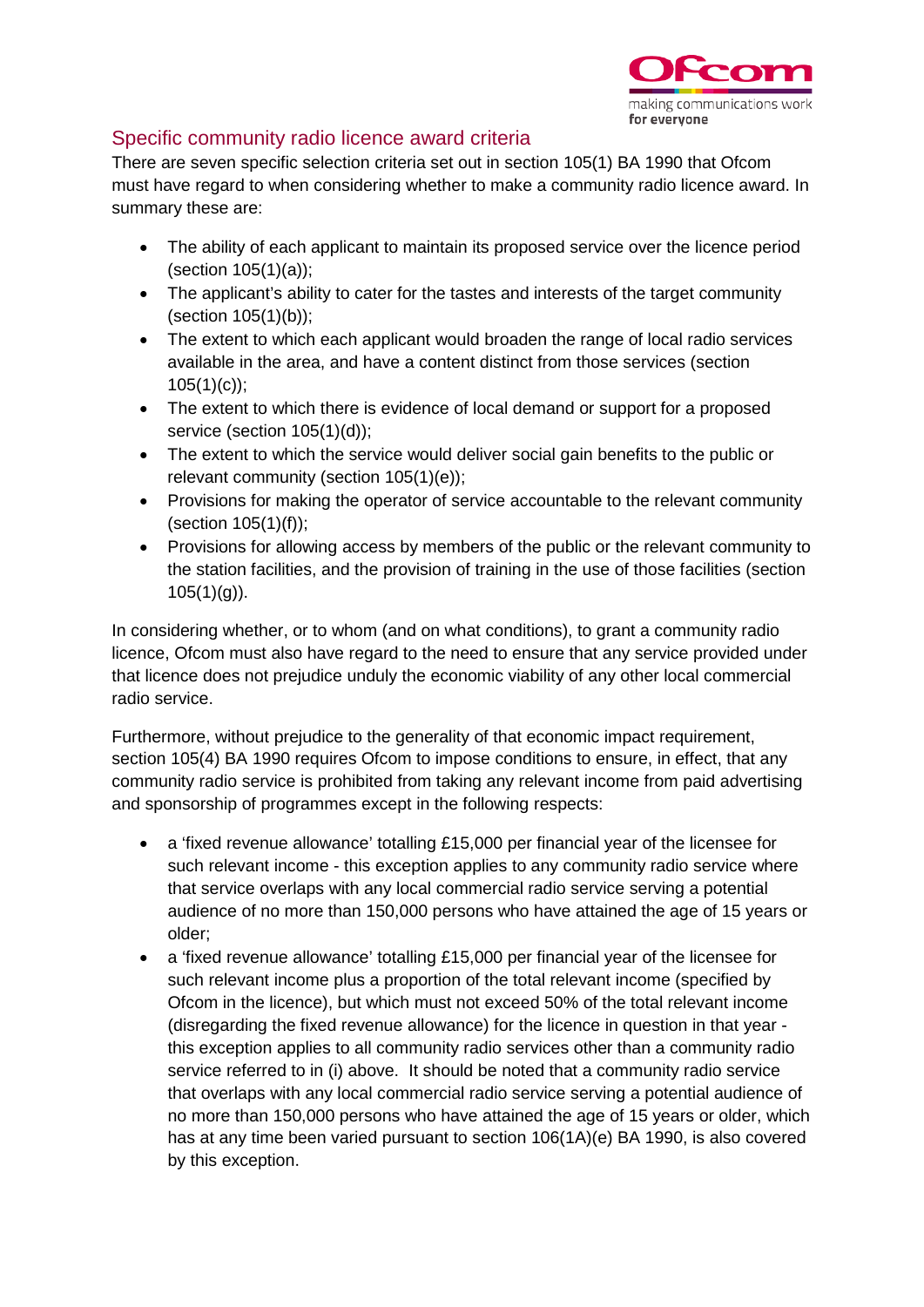## Specific community radio licence award criteria

There are seven specific selection criteria set out in section 105(1) BA 1990 that Ofcom must have regard to when considering whether to make a community radio licence award. In summary these are:

- The ability of each applicant to maintain its proposed service over the licence period (section 105(1)(a));
- The applicant's ability to cater for the tastes and interests of the target community (section 105(1)(b));
- The extent to which each applicant would broaden the range of local radio services available in the area, and have a content distinct from those services (section 105(1)(c));
- The extent to which there is evidence of local demand or support for a proposed service (section 105(1)(d));
- The extent to which the service would deliver social gain benefits to the public or relevant community (section 105(1)(e));
- Provisions for making the operator of service accountable to the relevant community (section 105(1)(f));
- Provisions for allowing access by members of the public or the relevant community to the station facilities, and the provision of training in the use of those facilities (section 105(1)(g)).

In considering whether, or to whom (and on what conditions), to grant a community radio licence, Ofcom must also have regard to the need to ensure that any service provided under that licence does not prejudice unduly the economic viability of any other local commercial radio service.

Furthermore, without prejudice to the generality of that economic impact requirement, section 105(4) BA 1990 requires Ofcom to impose conditions to ensure, in effect, that any community radio service is prohibited from taking any relevant income from paid advertising and sponsorship of programmes except in the following respects:

- a 'fixed revenue allowance' totalling £15,000 per financial year of the licensee for such relevant income - this exception applies to any community radio service where that service overlaps with any local commercial radio service serving a potential audience of no more than 150,000 persons who have attained the age of 15 years or older;
- a 'fixed revenue allowance' totalling £15,000 per financial year of the licensee for such relevant income plus a proportion of the total relevant income (specified by Ofcom in the licence), but which must not exceed 50% of the total relevant income (disregarding the fixed revenue allowance) for the licence in question in that year - this exception applies to all community radio services other than a community radio service referred to in (i) above. It should be noted that a community radio service that overlaps with any local commercial radio service serving a potential audience of no more than 150,000 persons who have attained the age of 15 years or older, which has at any time been varied pursuant to section 106(1A)(e) BA 1990, is also covered by this exception.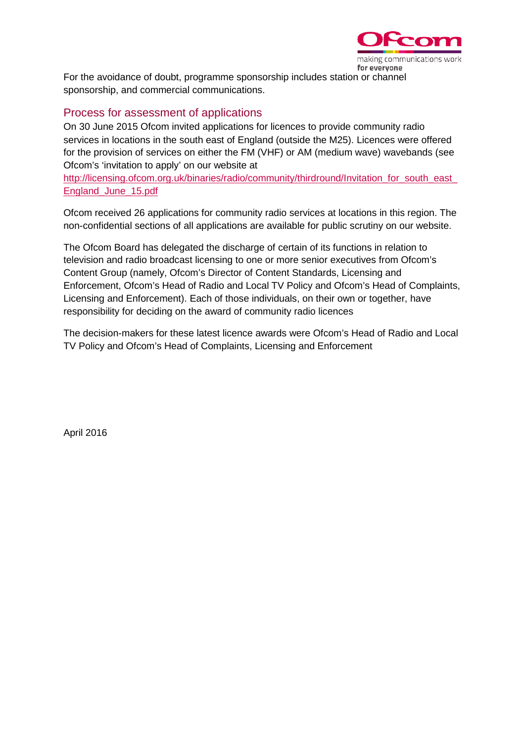For the avoidance of doubt, programme sponsorship includes station or channel sponsorship, and commercial communications.

## Process for assessment of applications

On 30 June 2015 Ofcom invited applications for licences to provide community radio services in locations in the south east of England (outside the M25). Licences were offered for the provision of services on either the FM (VHF) or AM (medium wave) wavebands (see Ofcom's 'invitation to apply' on our website at http://licensing.ofcom.org.uk/binaries/radio/community/thirdround/Invitation_for_south_east_England_June_15.pdf

Ofcom received 26 applications for community radio services at locations in this region. The non-confidential sections of all applications are available for public scrutiny on our website.

The Ofcom Board has delegated the discharge of certain of its functions in relation to television and radio broadcast licensing to one or more senior executives from Ofcom's Content Group (namely, Ofcom's Director of Content Standards, Licensing and Enforcement, Ofcom's Head of Radio and Local TV Policy and Ofcom's Head of Complaints, Licensing and Enforcement). Each of those individuals, on their own or together, have responsibility for deciding on the award of community radio licences

The decision-makers for these latest licence awards were Ofcom's Head of Radio and Local TV Policy and Ofcom's Head of Complaints, Licensing and Enforcement

April 2016